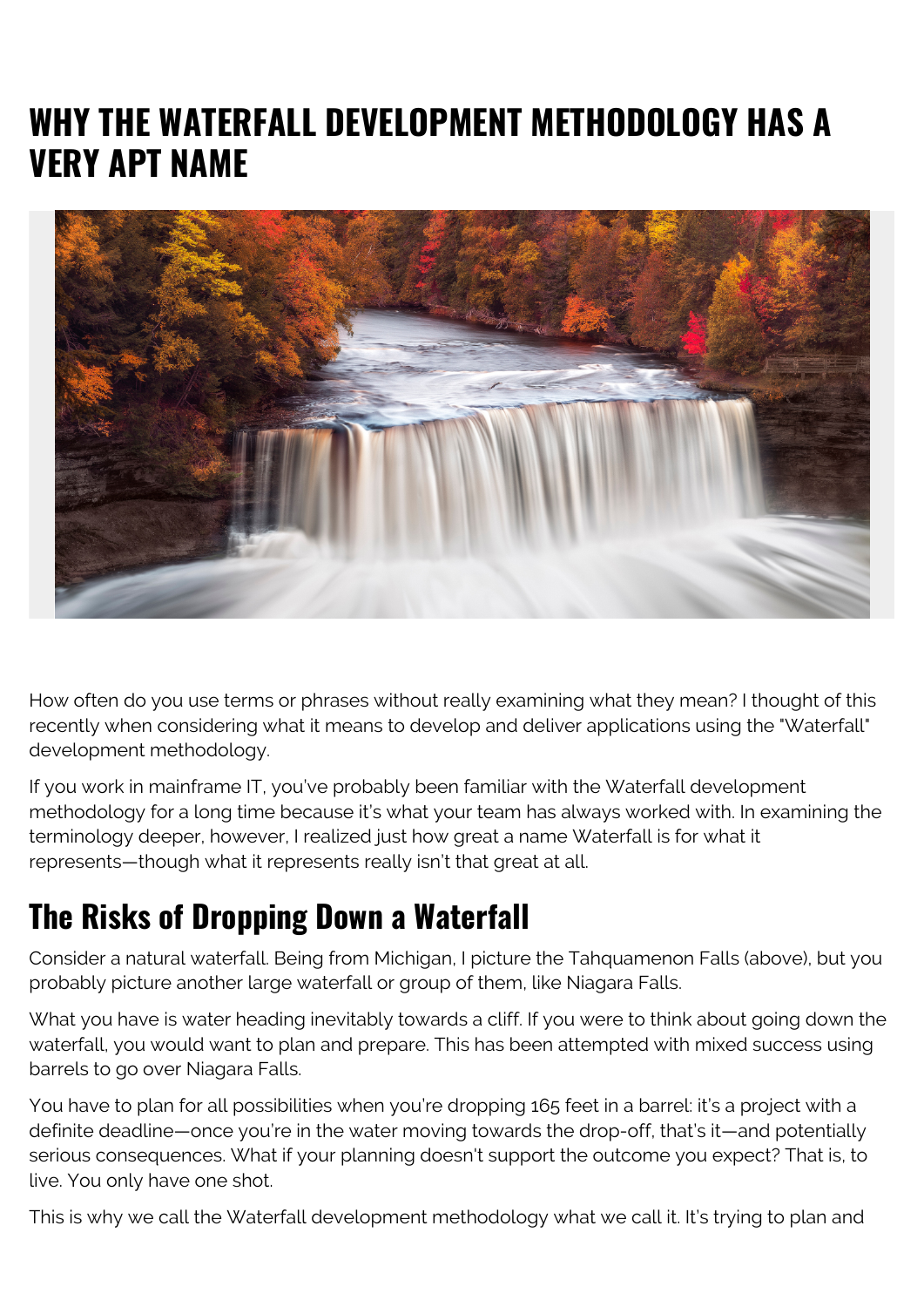# WHY THE WATERFALL DEVELOPMENT METHODOLOGY HAS A VERY APT NAME

How often do you use terms or phrases without really examining what they mean? I thought of this recently when considering what it means to develop and deliver applications using the "Waterfall" development methodology.

If you work in mainframe IT, you've probably been familiar with the Waterfall development methodology for a long time because it's what your team has always worked with. In examining the terminology deeper, however, I realized just how great a name Waterfall is for what it represents—though what it represents really isn't that great at all.

## The Risks of Dropping Down a Waterfall

Consider a natural waterfall. Being from Michigan, I picture the Tahquamenon Falls (above), but you probably picture another large waterfall or group of them, like Niagara Falls.

What you have is water heading inevitably towards a cliff. If you were to think about going down the waterfall, you would want to plan and prepare. This has been attempted with mixed success using barrels to go over Niagara Falls.

You have to plan for all possibilities when you're dropping 165 feet in a barrel: it's a project with a definite deadline—once you're in the water moving towards the drop-off, that's it—and potentially serious consequences. What if your planning doesn't support the outcome you expect? That is, to live. You only have one shot.

This is why we call the Waterfall development methodology what we call it. It's trying to plan and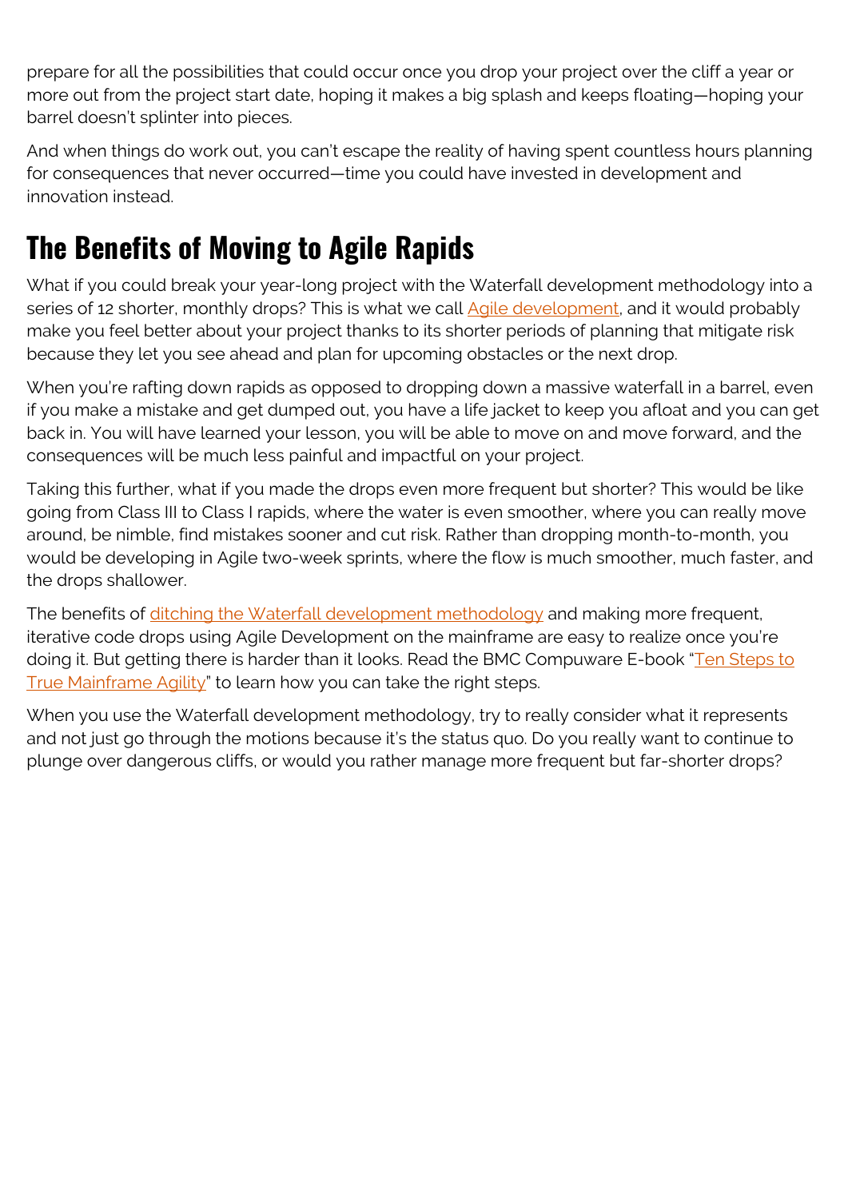prepare for all the possibilities that could occur once you drop your project over the cliff a year or more out from the project start date, hoping it makes a big splash and keeps floating—hoping your barrel doesn't splinter into pieces.

And when things do work out, you can't escape the reality of having spent countless hours planning for consequences that never occurred—time you could have invested in development and innovation instead.

## The Benefits of Moving to Agile Rapids

What if you could break your year-long project with the Waterfall development methodology into a series of 12 shorter, monthly drops? This is what we call [Agile development](), and it would probably make you feel better about your project thanks to its shorter periods of planning that mitigate risk because they let you see ahead and plan for upcoming obstacles or the next drop.

When you're rafting down rapids as opposed to dropping down a massive waterfall in a barrel, even if you make a mistake and get dumped out, you have a life jacket to keep you afloat and you can get back in. You will have learned your lesson, you will be able to move on and move forward, and the consequences will be much less painful and impactful on your project.

Taking this further, what if you made the drops even more frequent but shorter? This would be like going from Class III to Class I rapids, where the water is even smoother, where you can really move around, be nimble, find mistakes sooner and cut risk. Rather than dropping month-to-month, you would be developing in Agile two-week sprints, where the flow is much smoother, much faster, and the drops shallower.

The benefits of [ditching the Waterfall development methodology]() and making more frequent, iterative code drops using Agile Development on the mainframe are easy to realize once you're doing it. But getting there is harder than it looks. Read the BMC Compuware E-book "[Ten Steps to True Mainframe Agility]()" to learn how you can take the right steps.

When you use the Waterfall development methodology, try to really consider what it represents and not just go through the motions because it's the status quo. Do you really want to continue to plunge over dangerous cliffs, or would you rather manage more frequent but far-shorter drops?